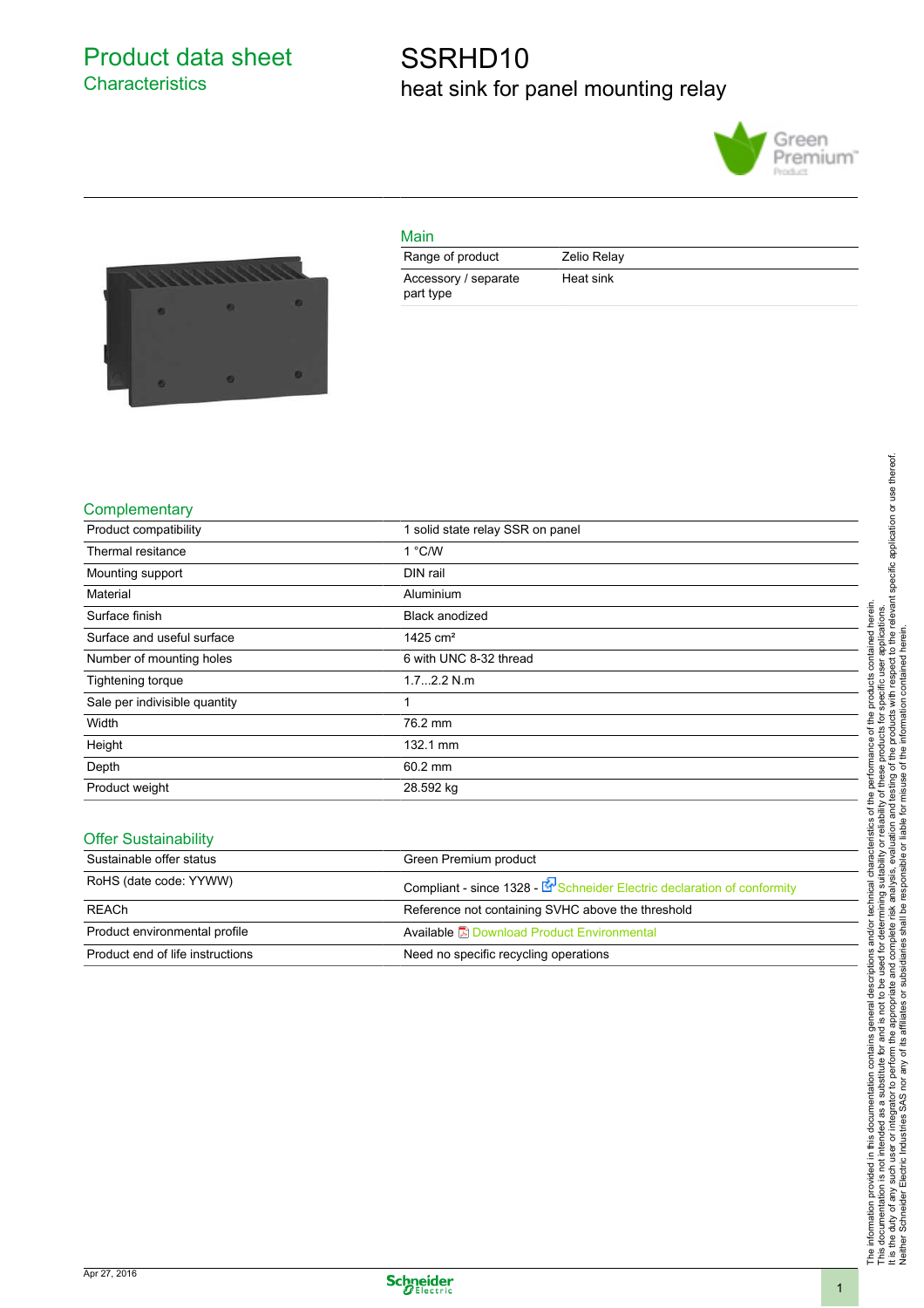# Product data sheet
## Characteristics

# SSRHD10
## heat sink for panel mounting relay

### Main

| | |
|---|---|
| Range of product | Zelio Relay |
| Accessory / separate part type | Heat sink |

### Complementary

| | |
|---|---|
| Product compatibility | 1 solid state relay SSR on panel |
| Thermal resitance | 1 °C/W |
| Mounting support | DIN rail |
| Material | Aluminium |
| Surface finish | Black anodized |
| Surface and useful surface | 1425 cm² |
| Number of mounting holes | 6 with UNC 8-32 thread |
| Tightening torque | 1.7...2.2 N.m |
| Sale per indivisible quantity | 1 |
| Width | 76.2 mm |
| Height | 132.1 mm |
| Depth | 60.2 mm |
| Product weight | 28.592 kg |

### Offer Sustainability

| | |
|---|---|
| Sustainable offer status | Green Premium product |
| RoHS (date code: YYWW) | Compliant - since 1328 - Schneider Electric declaration of conformity |
| REACh | Reference not containing SVHC above the threshold |
| Product environmental profile | Available Download Product Environmental |
| Product end of life instructions | Need no specific recycling operations |

The information provided in this documentation contains general descriptions and/or technical characteristics of the performance of the products contained herein. This documentation is not intended as a substitute for and is not to be used for determining suitability or reliability of these products for specific user applications. It is the duty of any such user or integrator to perform the appropriate and complete risk analysis, evaluation and testing of the products with respect to the relevant specific application or use thereof. Neither Schneider Electric Industries SAS nor any of its affiliates or subsidiaries shall be responsible or liable for misuse of the information contained herein.

Apr 27, 2016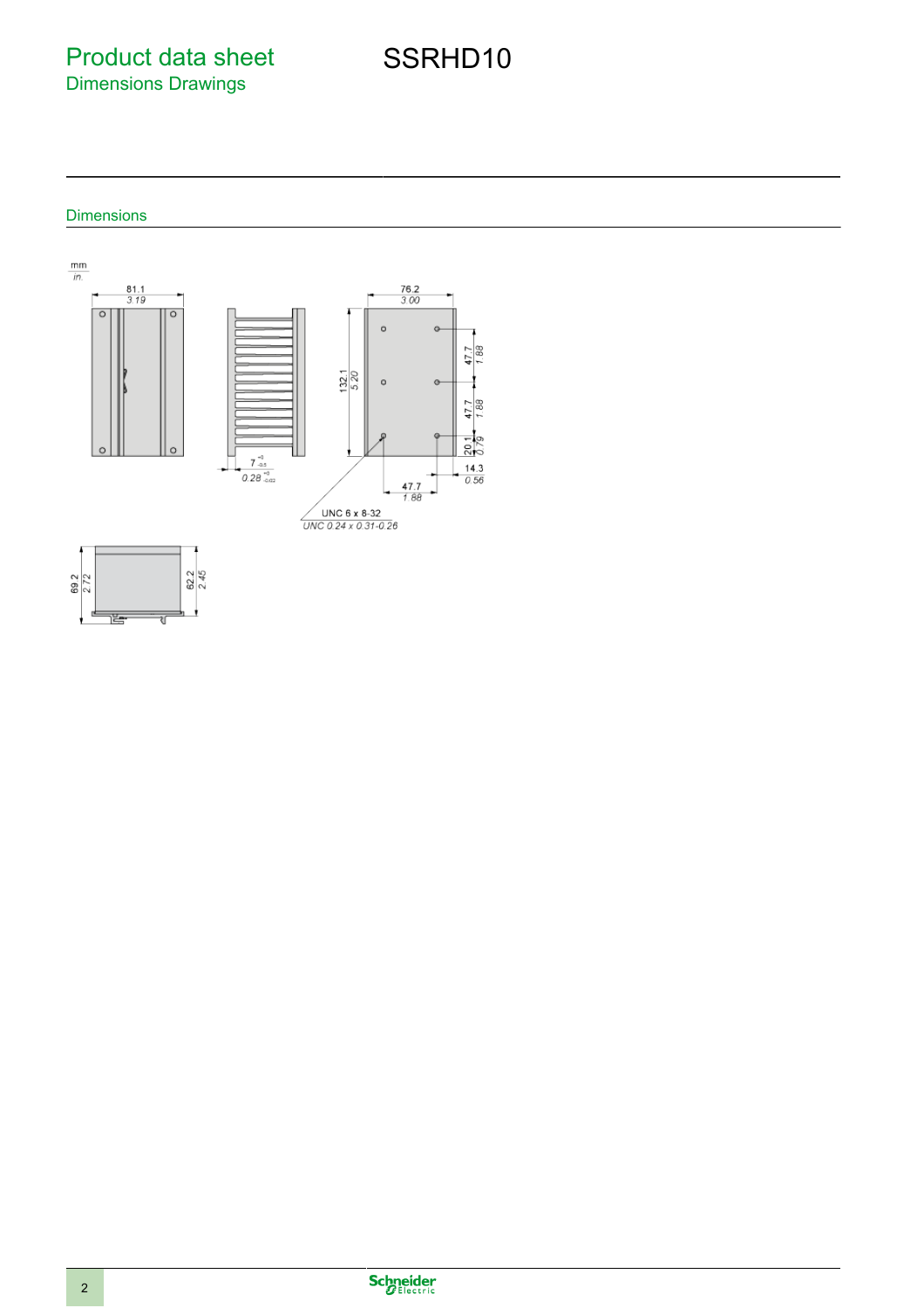# Product data sheet
## Dimensions Drawings

SSRHD10

### Dimensions

mm
in.

81.1
3.19

$7^{+0}_{-0.5}$
$0.28^{+0}_{-0.02}$

76.2
3.00

132.1
5.20

47.7
1.88

47.7
1.88

20.1
0.79

14.3
0.56

47.7
1.88

UNC 6 x 8-32
UNC 0.24 x 0.31-0.26

69.2
2.72

62.2
2.45